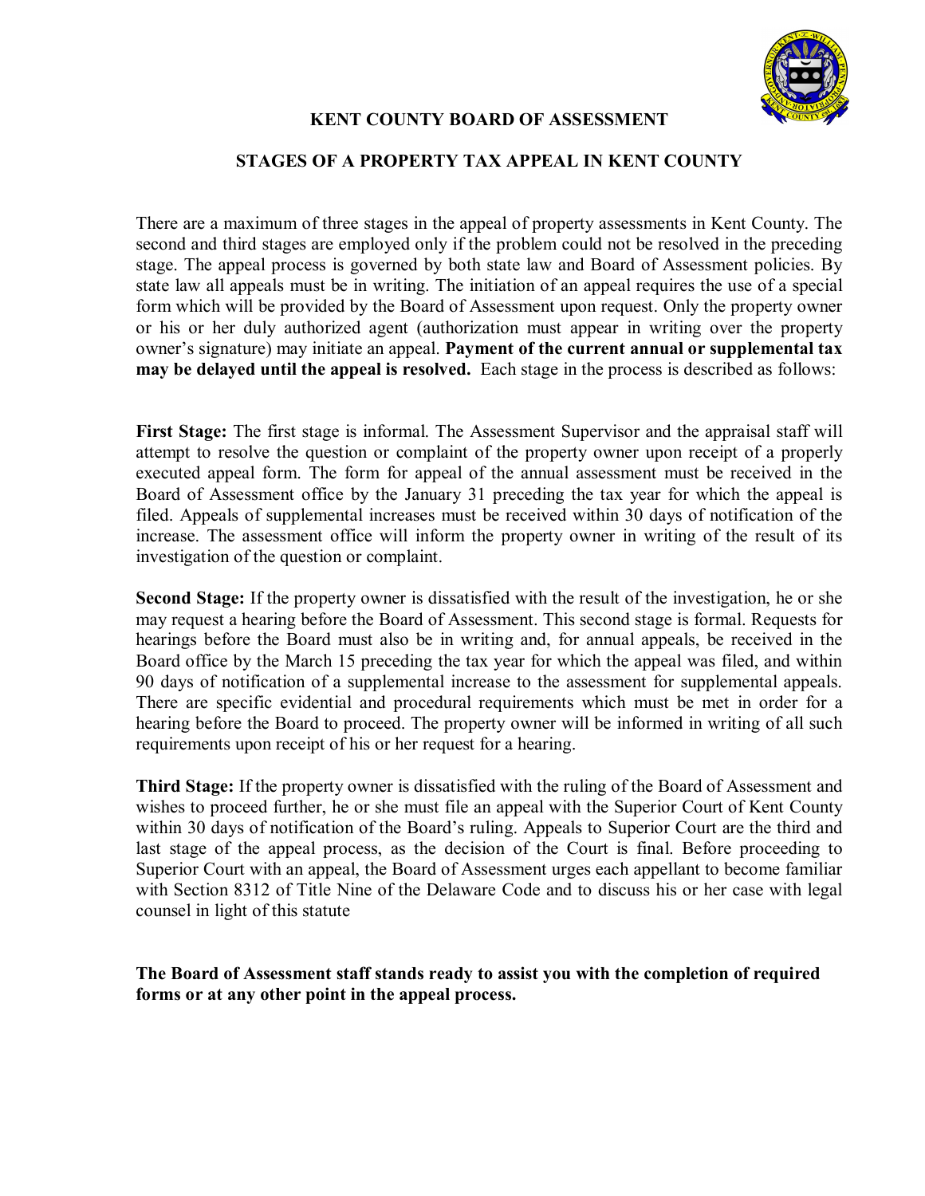# KENT COUNTY BOARD OF ASSESSMENT

## STAGES OF A PROPERTY TAX APPEAL IN KENT COUNTY

There are a maximum of three stages in the appeal of property assessments in Kent County. The second and third stages are employed only if the problem could not be resolved in the preceding stage. The appeal process is governed by both state law and Board of Assessment policies. By state law all appeals must be in writing. The initiation of an appeal requires the use of a special form which will be provided by the Board of Assessment upon request. Only the property owner or his or her duly authorized agent (authorization must appear in writing over the property owner's signature) may initiate an appeal. **Payment of the current annual or supplemental tax may be delayed until the appeal is resolved.** Each stage in the process is described as follows:

**First Stage:** The first stage is informal. The Assessment Supervisor and the appraisal staff will attempt to resolve the question or complaint of the property owner upon receipt of a properly executed appeal form. The form for appeal of the annual assessment must be received in the Board of Assessment office by the January 31 preceding the tax year for which the appeal is filed. Appeals of supplemental increases must be received within 30 days of notification of the increase. The assessment office will inform the property owner in writing of the result of its investigation of the question or complaint.

**Second Stage:** If the property owner is dissatisfied with the result of the investigation, he or she may request a hearing before the Board of Assessment. This second stage is formal. Requests for hearings before the Board must also be in writing and, for annual appeals, be received in the Board office by the March 15 preceding the tax year for which the appeal was filed, and within 90 days of notification of a supplemental increase to the assessment for supplemental appeals. There are specific evidential and procedural requirements which must be met in order for a hearing before the Board to proceed. The property owner will be informed in writing of all such requirements upon receipt of his or her request for a hearing.

**Third Stage:** If the property owner is dissatisfied with the ruling of the Board of Assessment and wishes to proceed further, he or she must file an appeal with the Superior Court of Kent County within 30 days of notification of the Board's ruling. Appeals to Superior Court are the third and last stage of the appeal process, as the decision of the Court is final. Before proceeding to Superior Court with an appeal, the Board of Assessment urges each appellant to become familiar with Section 8312 of Title Nine of the Delaware Code and to discuss his or her case with legal counsel in light of this statute

**The Board of Assessment staff stands ready to assist you with the completion of required forms or at any other point in the appeal process.**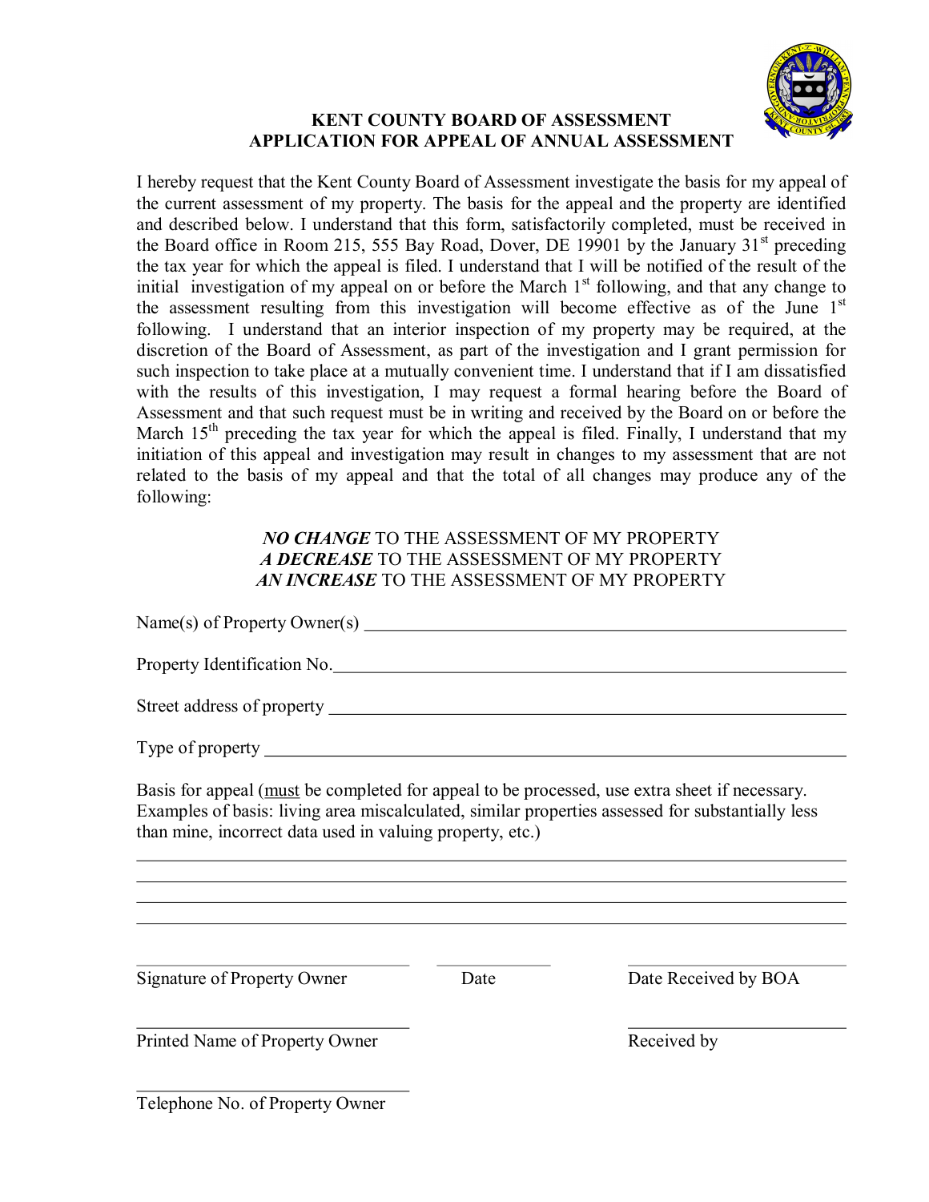# KENT COUNTY BOARD OF ASSESSMENT
## APPLICATION FOR APPEAL OF ANNUAL ASSESSMENT

I hereby request that the Kent County Board of Assessment investigate the basis for my appeal of the current assessment of my property. The basis for the appeal and the property are identified and described below. I understand that this form, satisfactorily completed, must be received in the Board office in Room 215, 555 Bay Road, Dover, DE 19901 by the January 31st preceding the tax year for which the appeal is filed. I understand that I will be notified of the result of the initial investigation of my appeal on or before the March 1st following, and that any change to the assessment resulting from this investigation will become effective as of the June 1st following. I understand that an interior inspection of my property may be required, at the discretion of the Board of Assessment, as part of the investigation and I grant permission for such inspection to take place at a mutually convenient time. I understand that if I am dissatisfied with the results of this investigation, I may request a formal hearing before the Board of Assessment and that such request must be in writing and received by the Board on or before the March 15th preceding the tax year for which the appeal is filed. Finally, I understand that my initiation of this appeal and investigation may result in changes to my assessment that are not related to the basis of my appeal and that the total of all changes may produce any of the following:

***NO CHANGE*** TO THE ASSESSMENT OF MY PROPERTY
***A DECREASE*** TO THE ASSESSMENT OF MY PROPERTY
***AN INCREASE*** TO THE ASSESSMENT OF MY PROPERTY

Name(s) of Property Owner(s) ______________________________

Property Identification No.______________________________

Street address of property ______________________________

Type of property ______________________________

Basis for appeal (must be completed for appeal to be processed, use extra sheet if necessary. Examples of basis: living area miscalculated, similar properties assessed for substantially less than mine, incorrect data used in valuing property, etc.)

______________________________

______________________________

______________________________

______________________________

______________________________ ______________ ______________________________
Signature of Property Owner Date Date Received by BOA

______________________________ ______________________________
Printed Name of Property Owner Received by

______________________________
Telephone No. of Property Owner